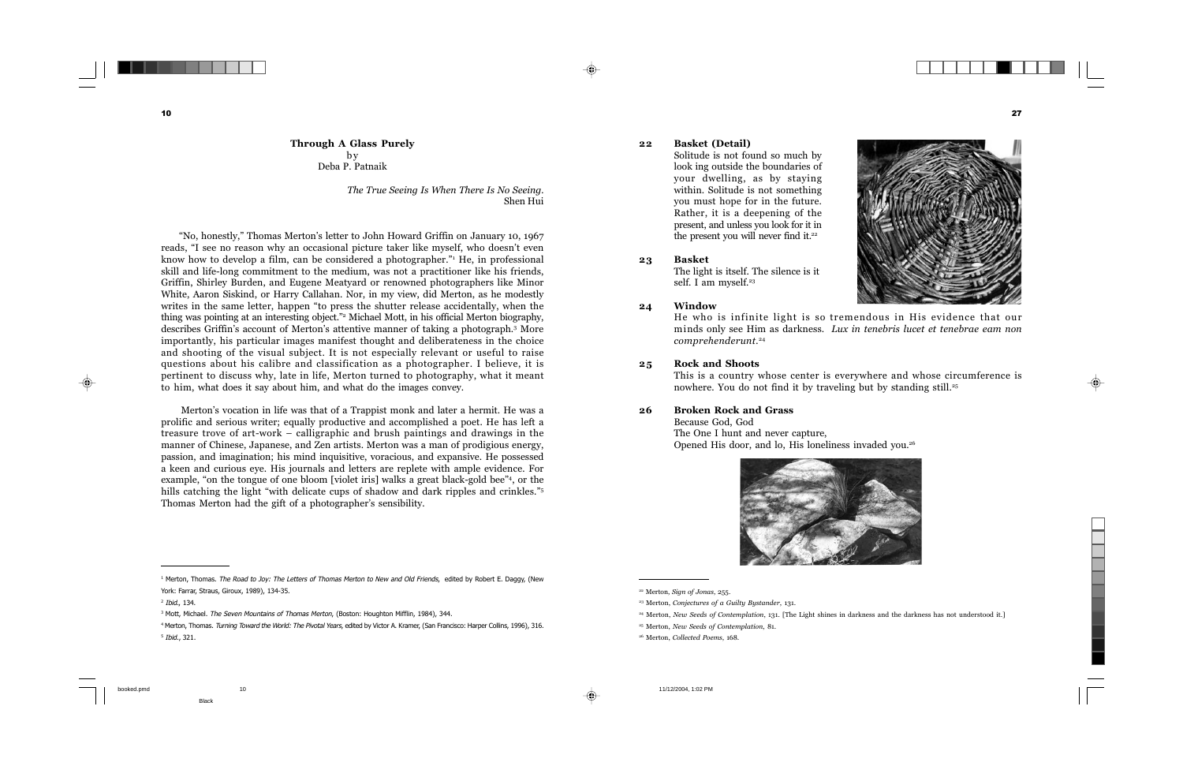## Through A Glass Purely

by
Deba P. Patnaik

*The True Seeing Is When There Is No Seeing.*
Shen Hui

"No, honestly," Thomas Merton's letter to John Howard Griffin on January 10, 1967 reads, "I see no reason why an occasional picture taker like myself, who doesn't even know how to develop a film, can be considered a photographer."[1] He, in professional skill and life-long commitment to the medium, was not a practitioner like his friends, Griffin, Shirley Burden, and Eugene Meatyard or renowned photographers like Minor White, Aaron Siskind, or Harry Callahan. Nor, in my view, did Merton, as he modestly writes in the same letter, happen "to press the shutter release accidentally, when the thing was pointing at an interesting object."[2] Michael Mott, in his official Merton biography, describes Griffin's account of Merton's attentive manner of taking a photograph.[3] More importantly, his particular images manifest thought and deliberateness in the choice and shooting of the visual subject. It is not especially relevant or useful to raise questions about his calibre and classification as a photographer. I believe, it is pertinent to discuss why, late in life, Merton turned to photography, what it meant to him, what does it say about him, and what do the images convey.

Merton's vocation in life was that of a Trappist monk and later a hermit. He was a prolific and serious writer; equally productive and accomplished a poet. He has left a treasure trove of art-work – calligraphic and brush paintings and drawings in the manner of Chinese, Japanese, and Zen artists. Merton was a man of prodigious energy, passion, and imagination; his mind inquisitive, voracious, and expansive. He possessed a keen and curious eye. His journals and letters are replete with ample evidence. For example, "on the tongue of one bloom [violet iris] walks a great black-gold bee"[4], or the hills catching the light "with delicate cups of shadow and dark ripples and crinkles."[5] Thomas Merton had the gift of a photographer's sensibility.

---

[1] Merton, Thomas. *The Road to Joy: The Letters of Thomas Merton to New and Old Friends,* edited by Robert E. Daggy, (New York: Farrar, Straus, Giroux, 1989), 134-35.

[2] *Ibid*., 134.

[3] Mott, Michael. *The Seven Mountains of Thomas Merton,* (Boston: Houghton Mifflin, 1984), 344.

[4] Merton, Thomas. *Turning Toward the World: The Pivotal Years,* edited by Victor A. Kramer, (San Francisco: Harper Collins, 1996), 316.

[5] *Ibid*., 321.

**22 Basket (Detail)**
Solitude is not found so much by look ing outside the boundaries of your dwelling, as by staying within. Solitude is not something you must hope for in the future. Rather, it is a deepening of the present, and unless you look for it in the present you will never find it.[22]

**23 Basket**
The light is itself. The silence is it self. I am myself.[23]

**24 Window**
He who is infinite light is so tremendous in His evidence that our minds only see Him as darkness. *Lux in tenebris lucet et tenebrae eam non comprehenderunt.*[24]

**25 Rock and Shoots**
This is a country whose center is everywhere and whose circumference is nowhere. You do not find it by traveling but by standing still.[25]

**26 Broken Rock and Grass**
Because God, God
The One I hunt and never capture,
Opened His door, and lo, His loneliness invaded you.[26]

---

[22] Merton, *Sign of Jonas*, 255.

[23] Merton, *Conjectures of a Guilty Bystander*, 131.

[24] Merton, *New Seeds of Contemplation*, 131. [The Light shines in darkness and the darkness has not understood it.]

[25] Merton, *New Seeds of Contemplation*, 81.

[26] Merton, *Collected Poems*, 168.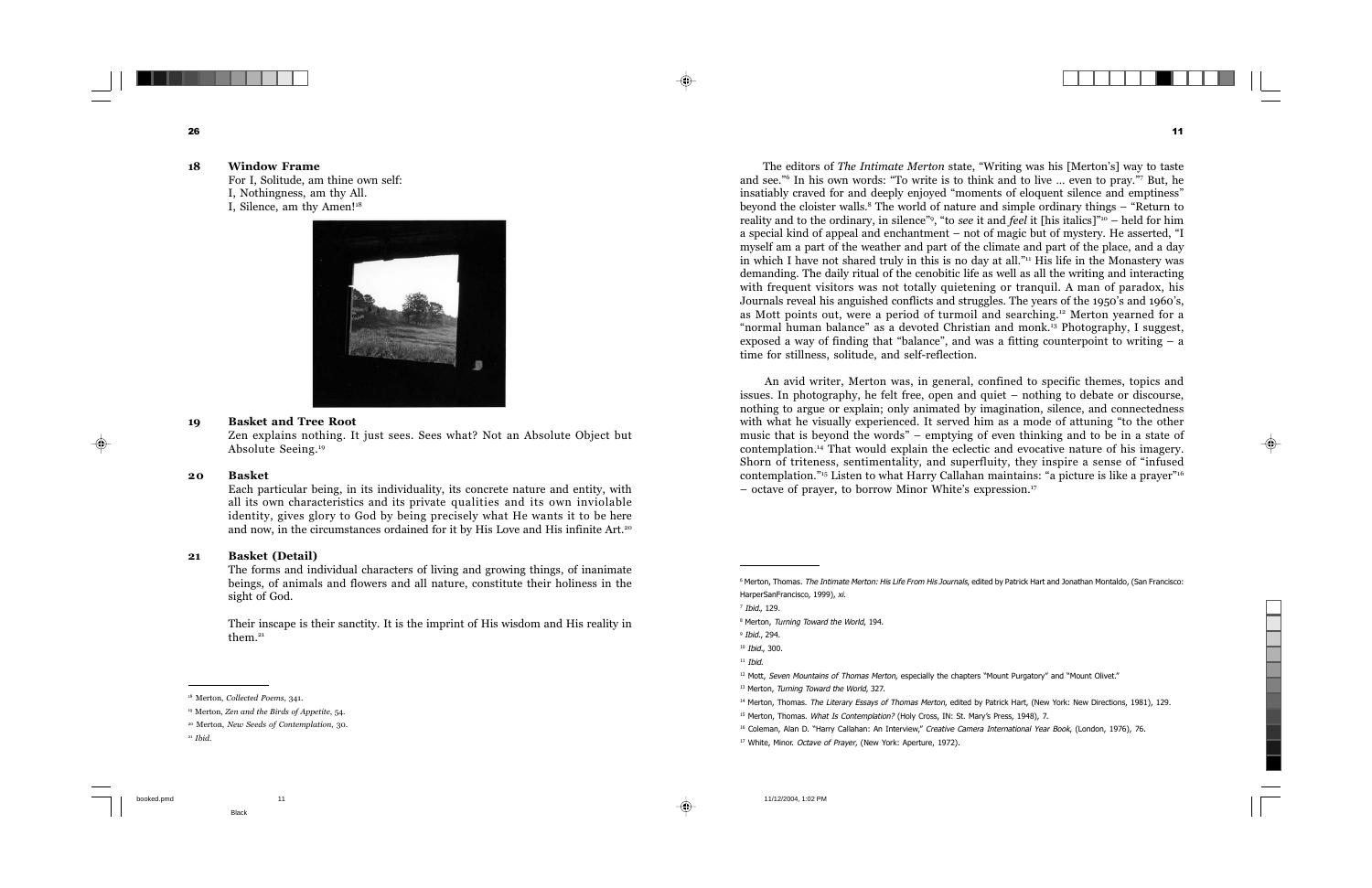**18 Window Frame**

For I, Solitude, am thine own self:
I, Nothingness, am thy All.
I, Silence, am thy Amen![18]

**19 Basket and Tree Root**

Zen explains nothing. It just sees. Sees what? Not an Absolute Object but Absolute Seeing.[19]

**20 Basket**

Each particular being, in its individuality, its concrete nature and entity, with all its own characteristics and its private qualities and its own inviolable identity, gives glory to God by being precisely what He wants it to be here and now, in the circumstances ordained for it by His Love and His infinite Art.[20]

**21 Basket (Detail)**

The forms and individual characters of living and growing things, of inanimate beings, of animals and flowers and all nature, constitute their holiness in the sight of God.

Their inscape is their sanctity. It is the imprint of His wisdom and His reality in them.[21]

---

[18] Merton, *Collected Poems*, 341.

[19] Merton, *Zen and the Birds of Appetite*, 54.

[20] Merton, *New Seeds of Contemplation*, 30.

[21] *Ibid.*

---

The editors of *The Intimate Merton* state, "Writing was his [Merton's] way to taste and see."[6] In his own words: "To write is to think and to live … even to pray."[7] But, he insatiably craved for and deeply enjoyed "moments of eloquent silence and emptiness" beyond the cloister walls.[8] The world of nature and simple ordinary things – "Return to reality and to the ordinary, in silence"[9], "to *see* it and *feel* it [his italics]"[10] – held for him a special kind of appeal and enchantment – not of magic but of mystery. He asserted, "I myself am a part of the weather and part of the climate and part of the place, and a day in which I have not shared truly in this is no day at all."[11] His life in the Monastery was demanding. The daily ritual of the cenobitic life as well as all the writing and interacting with frequent visitors was not totally quietening or tranquil. A man of paradox, his Journals reveal his anguished conflicts and struggles. The years of the 1950's and 1960's, as Mott points out, were a period of turmoil and searching.[12] Merton yearned for a "normal human balance" as a devoted Christian and monk.[13] Photography, I suggest, exposed a way of finding that "balance", and was a fitting counterpoint to writing – a time for stillness, solitude, and self-reflection.

An avid writer, Merton was, in general, confined to specific themes, topics and issues. In photography, he felt free, open and quiet – nothing to debate or discourse, nothing to argue or explain; only animated by imagination, silence, and connectedness with what he visually experienced. It served him as a mode of attuning "to the other music that is beyond the words" – emptying of even thinking and to be in a state of contemplation.[14] That would explain the eclectic and evocative nature of his imagery. Shorn of triteness, sentimentality, and superfluity, they inspire a sense of "infused contemplation."[15] Listen to what Harry Callahan maintains: "a picture is like a prayer"[16] – octave of prayer, to borrow Minor White's expression.[17]

---

[6] Merton, Thomas. *The Intimate Merton: His Life From His Journals*, edited by Patrick Hart and Jonathan Montaldo, (San Francisco: HarperSanFrancisco, 1999), *xi*.

[7] *Ibid.*, 129.

[8] Merton, *Turning Toward the World*, 194.

[9] *Ibid.*, 294.

[10] *Ibid.*, 300.

[11] *Ibid.*

[12] Mott, *Seven Mountains of Thomas Merton*, especially the chapters "Mount Purgatory" and "Mount Olivet."

[13] Merton, *Turning Toward the World*, 327.

[14] Merton, Thomas. *The Literary Essays of Thomas Merton*, edited by Patrick Hart, (New York: New Directions, 1981), 129.

[15] Merton, Thomas. *What Is Contemplation?* (Holy Cross, IN: St. Mary's Press, 1948), 7.

[16] Coleman, Alan D. "Harry Callahan: An Interview," *Creative Camera International Year Book*, (London, 1976), 76.

[17] White, Minor. *Octave of Prayer*, (New York: Aperture, 1972).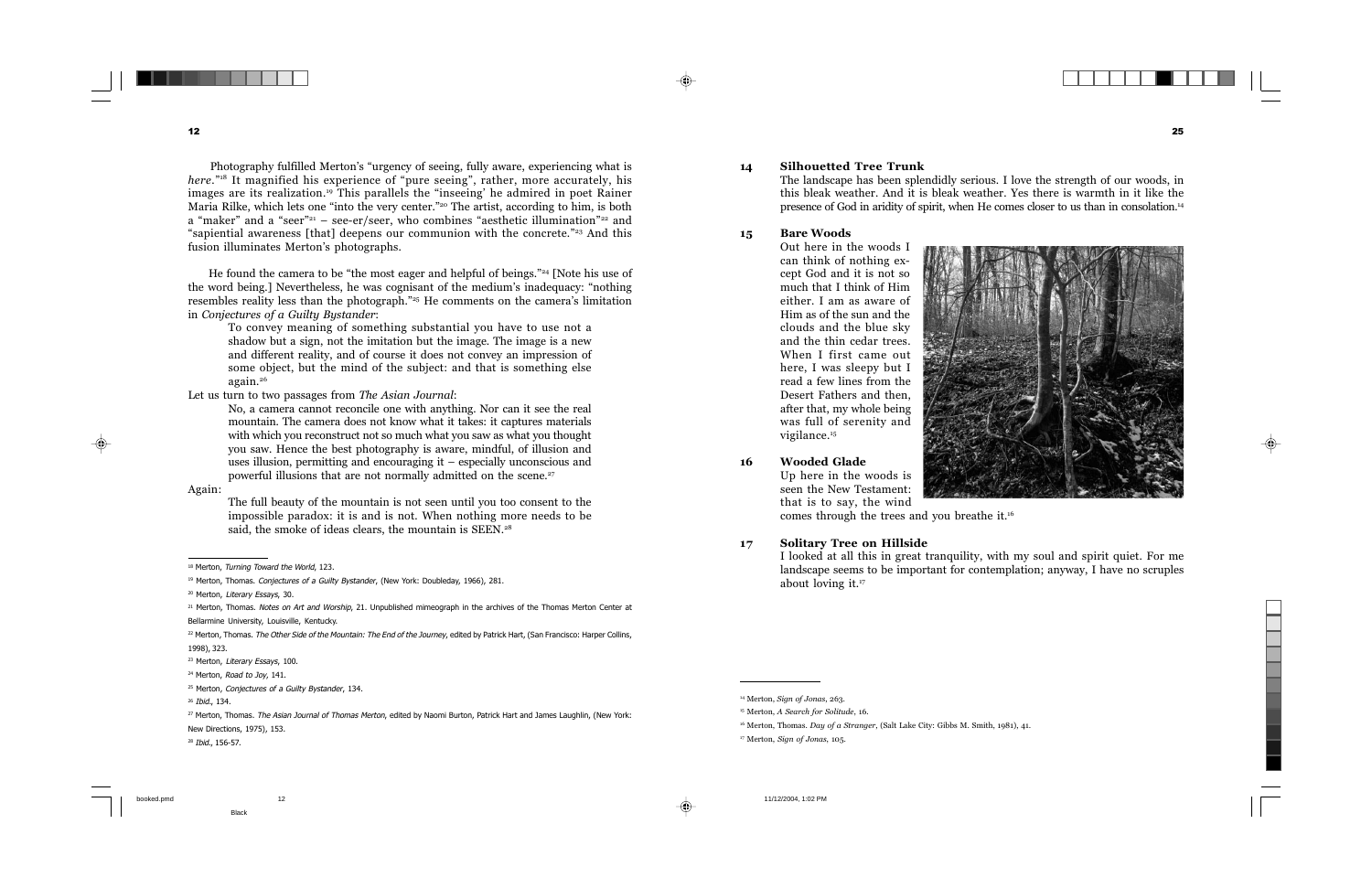Photography fulfilled Merton's "urgency of seeing, fully aware, experiencing what is *here*."[18] It magnified his experience of "pure seeing", rather, more accurately, his images are its realization.[19] This parallels the "inseeing" he admired in poet Rainer Maria Rilke, which lets one "into the very center."[20] The artist, according to him, is both a "maker" and a "seer"[21] – see-er/seer, who combines "aesthetic illumination"[22] and "sapiential awareness [that] deepens our communion with the concrete."[23] And this fusion illuminates Merton's photographs.

He found the camera to be "the most eager and helpful of beings."[24] [Note his use of the word being.] Nevertheless, he was cognisant of the medium's inadequacy: "nothing resembles reality less than the photograph."[25] He comments on the camera's limitation in *Conjectures of a Guilty Bystander*:

> To convey meaning of something substantial you have to use not a shadow but a sign, not the imitation but the image. The image is a new and different reality, and of course it does not convey an impression of some object, but the mind of the subject: and that is something else again.[26]

Let us turn to two passages from *The Asian Journal*:

> No, a camera cannot reconcile one with anything. Nor can it see the real mountain. The camera does not know what it takes: it captures materials with which you reconstruct not so much what you saw as what you thought you saw. Hence the best photography is aware, mindful, of illusion and uses illusion, permitting and encouraging it – especially unconscious and powerful illusions that are not normally admitted on the scene.[27]

Again:

> The full beauty of the mountain is not seen until you too consent to the impossible paradox: it is and is not. When nothing more needs to be said, the smoke of ideas clears, the mountain is SEEN.[28]

---

[18] Merton, *Turning Toward the World*, 123.

[19] Merton, Thomas. *Conjectures of a Guilty Bystander*, (New York: Doubleday, 1966), 281.

[20] Merton, *Literary Essays*, 30.

[21] Merton, Thomas. *Notes on Art and Worship*, 21. Unpublished mimeograph in the archives of the Thomas Merton Center at Bellarmine University, Louisville, Kentucky.

[22] Merton, Thomas. *The Other Side of the Mountain: The End of the Journey*, edited by Patrick Hart, (San Francisco: Harper Collins, 1998), 323.

[23] Merton, *Literary Essays*, 100.

[24] Merton, *Road to Joy*, 141.

[25] Merton, *Conjectures of a Guilty Bystander*, 134.

[26] *Ibid.*, 134.

[27] Merton, Thomas. *The Asian Journal of Thomas Merton*, edited by Naomi Burton, Patrick Hart and James Laughlin, (New York: New Directions, 1975), 153.

[28] *Ibid.*, 156-57.

**14 Silhouetted Tree Trunk**

The landscape has been splendidly serious. I love the strength of our woods, in this bleak weather. And it is bleak weather. Yes there is warmth in it like the presence of God in aridity of spirit, when He comes closer to us than in consolation.[14]

**15 Bare Woods**

Out here in the woods I can think of nothing except God and it is not so much that I think of Him either. I am as aware of Him as of the sun and the clouds and the blue sky and the thin cedar trees. When I first came out here, I was sleepy but I read a few lines from the Desert Fathers and then, after that, my whole being was full of serenity and vigilance.[15]

**16 Wooded Glade**

Up here in the woods is seen the New Testament: that is to say, the wind comes through the trees and you breathe it.[16]

**17 Solitary Tree on Hillside**

I looked at all this in great tranquility, with my soul and spirit quiet. For me landscape seems to be important for contemplation; anyway, I have no scruples about loving it.[17]

---

[14] Merton, *Sign of Jonas*, 263.

[15] Merton, *A Search for Solitude*, 16.

[16] Merton, Thomas. *Day of a Stranger*, (Salt Lake City: Gibbs M. Smith, 1981), 41.

[17] Merton, *Sign of Jonas*, 105.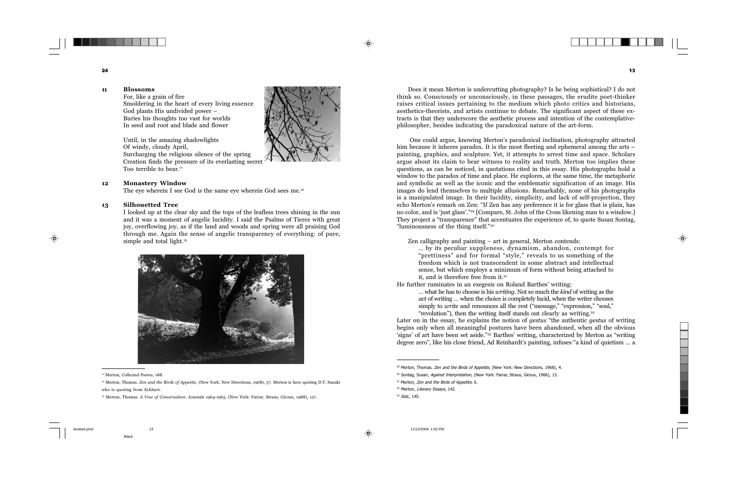**11 Blossoms**

For, like a grain of fire
Smoldering in the heart of every living essence
God plants His undivided power –
Buries his thoughts too vast for worlds
In seed and root and blade and flower

Until, in the amazing shadowlights
Of windy, cloudy April,
Surcharging the religious silence of the spring
Creation finds the pressure of its everlasting secret
Too terrible to bear.[11]

**12 Monastery Window**

The eye wherein I see God is the same eye wherein God sees me.[12]

**13 Silhouetted Tree**

I looked up at the clear sky and the tops of the leafless trees shining in the sun and it was a moment of angelic lucidity. I said the Psalms of Tierce with great joy, overflowing joy, as if the land and woods and spring were all praising God through me. Again the sense of angelic transparency of everything: of pure, simple and total light.[13]

---

[11] Merton, *Collected Poems*, 188.

[12] Merton, Thomas. *Zen and the Birds of Appetite*, (New York: New Directions, 1968), 57. Merton is here quoting D.T. Suzuki who is quoting from Eckhart.

[13] Merton, Thomas. *A Vow of Conversation*: Journals 1964-1965, (New York: Farrar, Straus, Giroux, 1988), 127.

---

Does it mean Merton is undercutting photography? Is he being sophistical? I do not think so. Consciously or unconsciously, in these passages, the erudite poet-thinker raises critical issues pertaining to the medium which photo critics and historians, aesthetics-theorists, and artists continue to debate. The significant aspect of these extracts is that they underscore the aesthetic process and intention of the contemplative-philosopher, besides indicating the paradoxical nature of the art-form.

One could argue, knowing Merton's paradoxical inclination, photography attracted him because it inheres paradox. It is the most fleeting and ephemeral among the arts – painting, graphics, and sculpture. Yet, it attempts to arrest time and space. Scholars argue about its claim to bear witness to reality and truth. Merton too implies these questions, as can be noticed, in quotations cited in this essay. His photographs hold a window to the paradox of time and place. He explores, at the same time, the metaphoric and symbolic as well as the iconic and the emblematic signification of an image. His images do lend themselves to multiple allusions. Remarkably, none of his photographs is a manipulated image. In their lucidity, simplicity, and lack of self-projection, they echo Merton's remark on Zen: "If Zen has any preference it is for glass that is plain, has no color, and is 'just glass'."[29] [Compare, St. John of the Cross likening man to a window.] They project a "transparence" that accentuates the experience of, to quote Susan Sontag, "luminousness of the thing itself."[30]

Zen calligraphy and painting – art in general, Merton contends:

> … by its peculiar suppleness, dynamism, abandon, contempt for "prettiness" and for formal "style," reveals to us something of the freedom which is not transcendent in some abstract and intellectual sense, but which employs a minimum of form without being attached to it, and is therefore free from it.[31]

He further ruminates in an exegesis on Roland Barthes' writing:

> … what he has to choose is his *writing*. Not so much the *kind* of writing as the *act* of writing … when the choice is completely lucid, when the writer chooses simply to *write* and renounces all the rest ("message," "expression," "soul," "revolution"), then the writing itself stands out clearly as writing.[32]

Later on in the essay, he explains the notion of *gestus* "the authentic *gestus* of writing begins only when all meaningful postures have been abandoned, when all the obvious 'signs' of art have been set aside."[33] Barthes' writing, characterized by Merton as "writing degree zero", like his close friend, Ad Reinhardt's painting, infuses "a kind of quietism … a

---

[29] Merton, Thomas. *Zen and the Birds of Appetite*, (New York: New Directions, 1968), 4.

[30] Sontag, Susan, *Against Interpretation*, (New York: Farrar, Straus, Giroux, 1966), 13.

[31] Merton, *Zen and the Birds of Appetite*, 6.

[32] Merton, *Literary Essays*, 142.

[33] *Ibid.*, 145.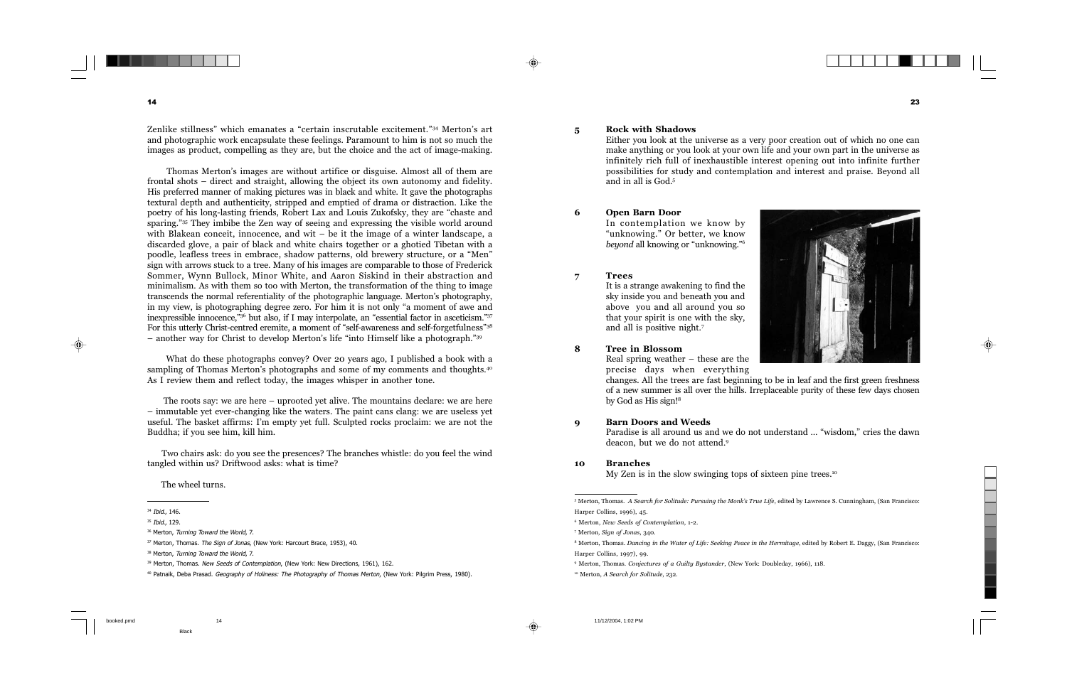Zenlike stillness" which emanates a "certain inscrutable excitement."[34] Merton's art and photographic work encapsulate these feelings. Paramount to him is not so much the images as product, compelling as they are, but the choice and the act of image-making.

Thomas Merton's images are without artifice or disguise. Almost all of them are frontal shots – direct and straight, allowing the object its own autonomy and fidelity. His preferred manner of making pictures was in black and white. It gave the photographs textural depth and authenticity, stripped and emptied of drama or distraction. Like the poetry of his long-lasting friends, Robert Lax and Louis Zukofsky, they are "chaste and sparing."[35] They imbibe the Zen way of seeing and expressing the visible world around with Blakean conceit, innocence, and wit – be it the image of a winter landscape, a discarded glove, a pair of black and white chairs together or a ghotied Tibetan with a poodle, leafless trees in embrace, shadow patterns, old brewery structure, or a "Men" sign with arrows stuck to a tree. Many of his images are comparable to those of Frederick Sommer, Wynn Bullock, Minor White, and Aaron Siskind in their abstraction and minimalism. As with them so too with Merton, the transformation of the thing to image transcends the normal referentiality of the photographic language. Merton's photography, in my view, is photographing degree zero. For him it is not only "a moment of awe and inexpressible innocence,"[36] but also, if I may interpolate, an "essential factor in asceticism."[37] For this utterly Christ-centred eremite, a moment of "self-awareness and self-forgetfulness"[38] – another way for Christ to develop Merton's life "into Himself like a photograph."[39]

What do these photographs convey? Over 20 years ago, I published a book with a sampling of Thomas Merton's photographs and some of my comments and thoughts.[40] As I review them and reflect today, the images whisper in another tone.

The roots say: we are here – uprooted yet alive. The mountains declare: we are here – immutable yet ever-changing like the waters. The paint cans clang: we are useless yet useful. The basket affirms: I'm empty yet full. Sculpted rocks proclaim: we are not the Buddha; if you see him, kill him.

Two chairs ask: do you see the presences? The branches whistle: do you feel the wind tangled within us? Driftwood asks: what is time?

The wheel turns.

---

[34] *Ibid.,* 146.

[35] *Ibid.,* 129.

[36] Merton, *Turning Toward the World,* 7.

[37] Merton, Thomas. *The Sign of Jonas,* (New York: Harcourt Brace, 1953), 40.

[38] Merton, *Turning Toward the World,* 7.

[39] Merton, Thomas. *New Seeds of Contemplation,* (New York: New Directions, 1961), 162.

[40] Patnaik, Deba Prasad. *Geography of Holiness: The Photography of Thomas Merton,* (New York: Pilgrim Press, 1980).

**5 Rock with Shadows**

Either you look at the universe as a very poor creation out of which no one can make anything or you look at your own life and your own part in the universe as infinitely rich full of inexhaustible interest opening out into infinite further possibilities for study and contemplation and interest and praise. Beyond all and in all is God.[5]

**6 Open Barn Door**

In contemplation we know by "unknowing." Or better, we know *beyond* all knowing or "unknowing."[6]

**7 Trees**

It is a strange awakening to find the sky inside you and beneath you and above you and all around you so that your spirit is one with the sky, and all is positive night.[7]

**8 Tree in Blossom**

Real spring weather – these are the precise days when everything changes. All the trees are fast beginning to be in leaf and the first green freshness of a new summer is all over the hills. Irreplaceable purity of these few days chosen by God as His sign![8]

**9 Barn Doors and Weeds**

Paradise is all around us and we do not understand … "wisdom," cries the dawn deacon, but we do not attend.[9]

**10 Branches**

My Zen is in the slow swinging tops of sixteen pine trees.[10]

---

[5] Merton, Thomas. *A Search for Solitude: Pursuing the Monk's True Life*, edited by Lawrence S. Cunningham, (San Francisco: Harper Collins, 1996), 45.

[6] Merton, *New Seeds of Contemplation*, 1-2.

[7] Merton, *Sign of Jonas*, 340.

[8] Merton, Thomas. *Dancing in the Water of Life: Seeking Peace in the Hermitage*, edited by Robert E. Daggy, (San Francisco: Harper Collins, 1997), 99.

[9] Merton, Thomas. *Conjectures of a Guilty Bystander*, (New York: Doubleday, 1966), 118.

[10] Merton, *A Search for Solitude*, 232.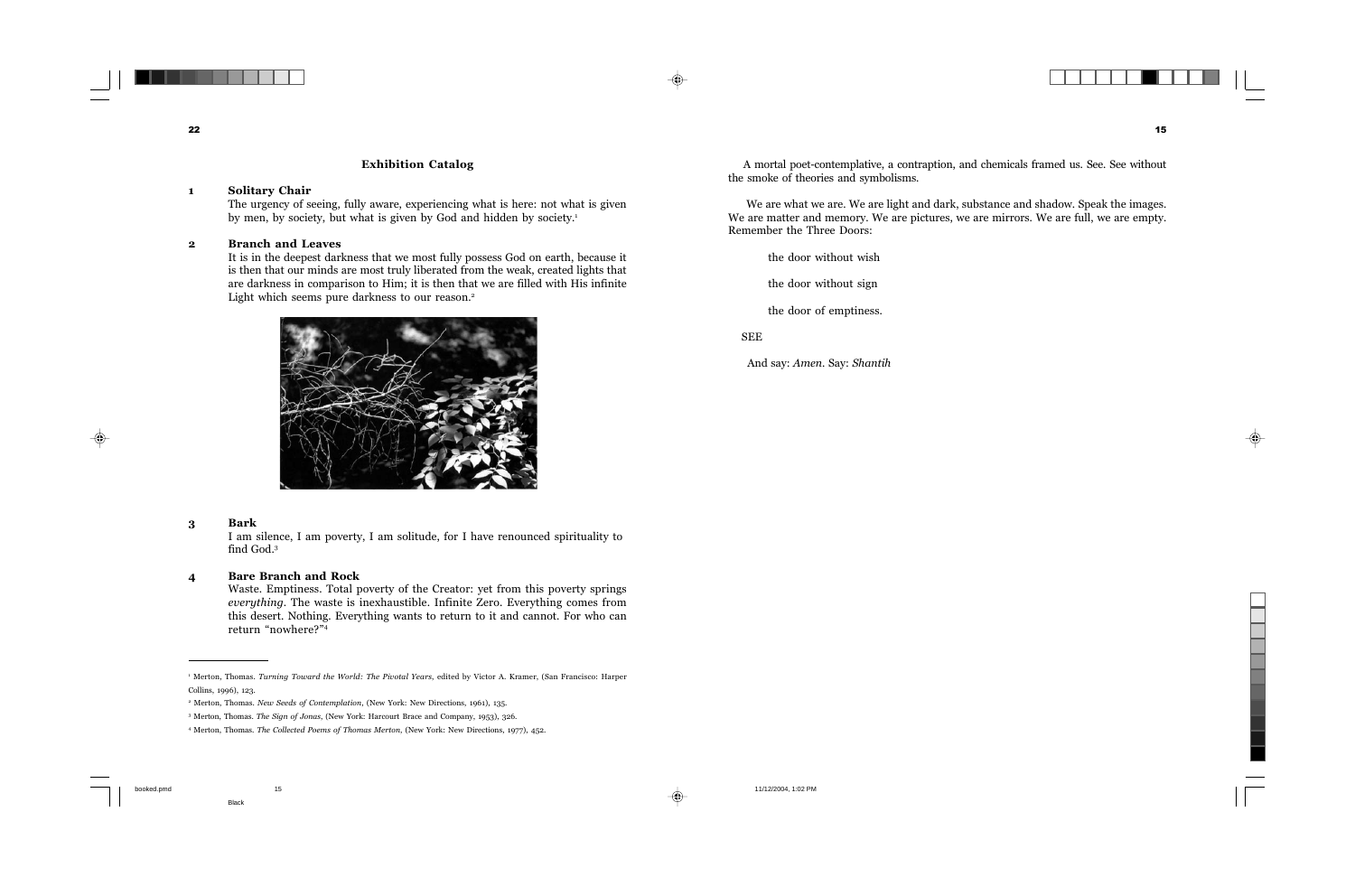## Exhibition Catalog

**1 Solitary Chair**

The urgency of seeing, fully aware, experiencing what is here: not what is given by men, by society, but what is given by God and hidden by society.[1]

**2 Branch and Leaves**

It is in the deepest darkness that we most fully possess God on earth, because it is then that our minds are most truly liberated from the weak, created lights that are darkness in comparison to Him; it is then that we are filled with His infinite Light which seems pure darkness to our reason.[2]

**3 Bark**

I am silence, I am poverty, I am solitude, for I have renounced spirituality to find God.[3]

**4 Bare Branch and Rock**

Waste. Emptiness. Total poverty of the Creator: yet from this poverty springs *everything*. The waste is inexhaustible. Infinite Zero. Everything comes from this desert. Nothing. Everything wants to return to it and cannot. For who can return "nowhere?"[4]

---

[1] Merton, Thomas. *Turning Toward the World: The Pivotal Years*, edited by Victor A. Kramer, (San Francisco: Harper Collins, 1996), 123.

[2] Merton, Thomas. *New Seeds of Contemplation*, (New York: New Directions, 1961), 135.

[3] Merton, Thomas. *The Sign of Jonas*, (New York: Harcourt Brace and Company, 1953), 326.

[4] Merton, Thomas. *The Collected Poems of Thomas Merton*, (New York: New Directions, 1977), 452.

A mortal poet-contemplative, a contraption, and chemicals framed us. See. See without the smoke of theories and symbolisms.

We are what we are. We are light and dark, substance and shadow. Speak the images. We are matter and memory. We are pictures, we are mirrors. We are full, we are empty. Remember the Three Doors:

the door without wish

the door without sign

the door of emptiness.

SEE

And say: *Amen*. Say: *Shantih*